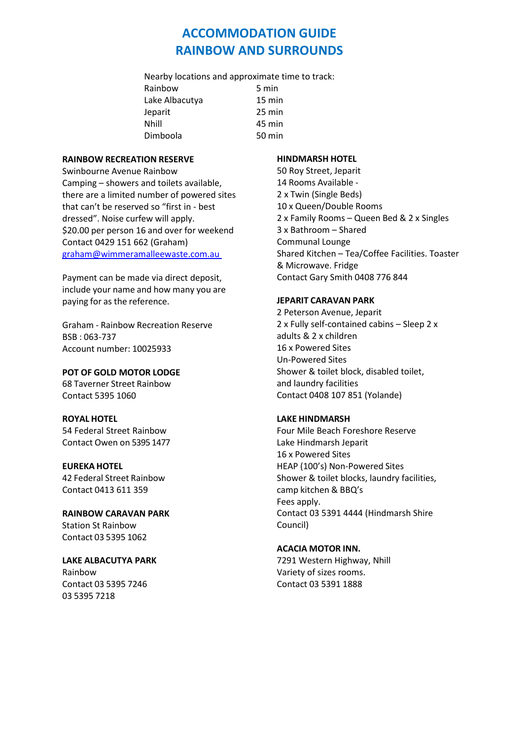# ACCOMMODATION GUIDE
# RAINBOW AND SURROUNDS

Nearby locations and approximate time to track:

| Location | Time |
|---|---|
| Rainbow | 5 min |
| Lake Albacutya | 15 min |
| Jeparit | 25 min |
| Nhill | 45 min |
| Dimboola | 50 min |

**RAINBOW RECREATION RESERVE**
Swinbourne Avenue Rainbow
Camping – showers and toilets available, there are a limited number of powered sites that can't be reserved so "first in - best dressed". Noise curfew will apply.
$20.00 per person 16 and over for weekend
Contact 0429 151 662 (Graham)
graham@wimmeramalleewaste.com.au

Payment can be made via direct deposit, include your name and how many you are paying for as the reference.

Graham - Rainbow Recreation Reserve
BSB : 063-737
Account number: 10025933

**POT OF GOLD MOTOR LODGE**
68 Taverner Street Rainbow
Contact 5395 1060

**ROYAL HOTEL**
54 Federal Street Rainbow
Contact Owen on 5395 1477

**EUREKA HOTEL**
42 Federal Street Rainbow
Contact 0413 611 359

**RAINBOW CARAVAN PARK**
Station St Rainbow
Contact 03 5395 1062

**LAKE ALBACUTYA PARK**
Rainbow
Contact 03 5395 7246
03 5395 7218

**HINDMARSH HOTEL**
50 Roy Street, Jeparit
14 Rooms Available -
2 x Twin (Single Beds)
10 x Queen/Double Rooms
2 x Family Rooms – Queen Bed & 2 x Singles
3 x Bathroom – Shared
Communal Lounge
Shared Kitchen – Tea/Coffee Facilities. Toaster & Microwave. Fridge
Contact Gary Smith 0408 776 844

**JEPARIT CARAVAN PARK**
2 Peterson Avenue, Jeparit
2 x Fully self-contained cabins – Sleep 2 x adults & 2 x children
16 x Powered Sites
Un-Powered Sites
Shower & toilet block, disabled toilet, and laundry facilities
Contact 0408 107 851 (Yolande)

**LAKE HINDMARSH**
Four Mile Beach Foreshore Reserve
Lake Hindmarsh Jeparit
16 x Powered Sites
HEAP (100's) Non-Powered Sites
Shower & toilet blocks, laundry facilities, camp kitchen & BBQ's
Fees apply.
Contact 03 5391 4444 (Hindmarsh Shire Council)

**ACACIA MOTOR INN.**
7291 Western Highway, Nhill
Variety of sizes rooms.
Contact 03 5391 1888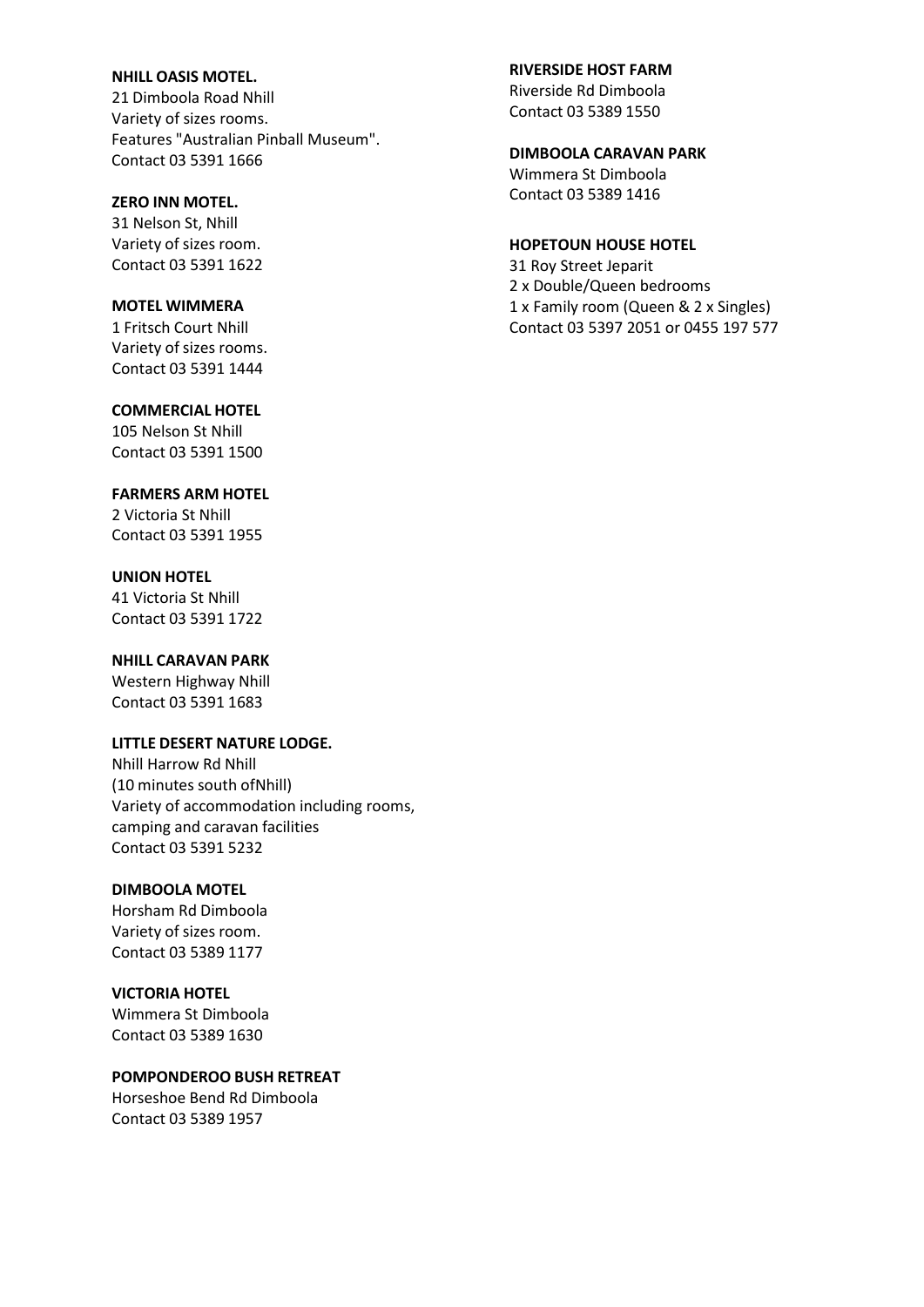**NHILL OASIS MOTEL.**
21 Dimboola Road Nhill
Variety of sizes rooms.
Features "Australian Pinball Museum".
Contact 03 5391 1666

**ZERO INN MOTEL.**
31 Nelson St, Nhill
Variety of sizes room.
Contact 03 5391 1622

**MOTEL WIMMERA**
1 Fritsch Court Nhill
Variety of sizes rooms.
Contact 03 5391 1444

**COMMERCIAL HOTEL**
105 Nelson St Nhill
Contact 03 5391 1500

**FARMERS ARM HOTEL**
2 Victoria St Nhill
Contact 03 5391 1955

**UNION HOTEL**
41 Victoria St Nhill
Contact 03 5391 1722

**NHILL CARAVAN PARK**
Western Highway Nhill
Contact 03 5391 1683

**LITTLE DESERT NATURE LODGE.**
Nhill Harrow Rd Nhill
(10 minutes south ofNhill)
Variety of accommodation including rooms,
camping and caravan facilities
Contact 03 5391 5232

**DIMBOOLA MOTEL**
Horsham Rd Dimboola
Variety of sizes room.
Contact 03 5389 1177

**VICTORIA HOTEL**
Wimmera St Dimboola
Contact 03 5389 1630

**POMPONDEROO BUSH RETREAT**
Horseshoe Bend Rd Dimboola
Contact 03 5389 1957

**RIVERSIDE HOST FARM**
Riverside Rd Dimboola
Contact 03 5389 1550

**DIMBOOLA CARAVAN PARK**
Wimmera St Dimboola
Contact 03 5389 1416

**HOPETOUN HOUSE HOTEL**
31 Roy Street Jeparit
2 x Double/Queen bedrooms
1 x Family room (Queen & 2 x Singles)
Contact 03 5397 2051 or 0455 197 577